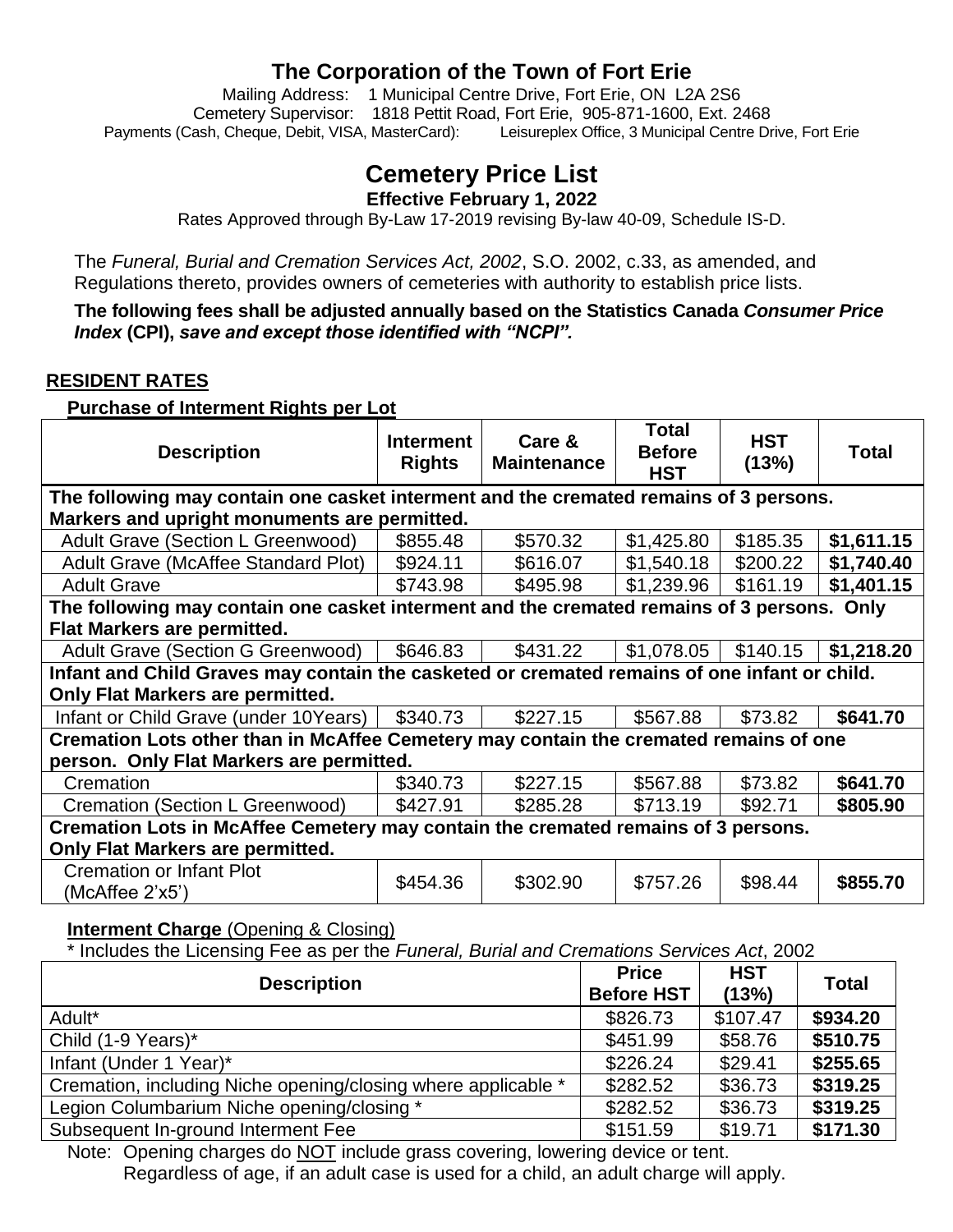# The Corporation of the Town of Fort Erie

Mailing Address: 1 Municipal Centre Drive, Fort Erie, ON L2A 2S6
Cemetery Supervisor: 1818 Pettit Road, Fort Erie, 905-871-1600, Ext. 2468
Payments (Cash, Cheque, Debit, VISA, MasterCard): Leisureplex Office, 3 Municipal Centre Drive, Fort Erie

# Cemetery Price List

**Effective February 1, 2022**

Rates Approved through By-Law 17-2019 revising By-law 40-09, Schedule IS-D.

The *Funeral, Burial and Cremation Services Act, 2002*, S.O. 2002, c.33, as amended, and Regulations thereto, provides owners of cemeteries with authority to establish price lists.

**The following fees shall be adjusted annually based on the Statistics Canada *Consumer Price Index* (CPI), *save and except those identified with "NCPI".***

## RESIDENT RATES

### Purchase of Interment Rights per Lot

| Description | Interment Rights | Care & Maintenance | Total Before HST | HST (13%) | Total |
|---|---|---|---|---|---|
| **The following may contain one casket interment and the cremated remains of 3 persons. Markers and upright monuments are permitted.** | | | | | |
| Adult Grave (Section L Greenwood) | \$855.48 | \$570.32 | \$1,425.80 | \$185.35 | **\$1,611.15** |
| Adult Grave (McAffee Standard Plot) | \$924.11 | \$616.07 | \$1,540.18 | \$200.22 | **\$1,740.40** |
| Adult Grave | \$743.98 | \$495.98 | \$1,239.96 | \$161.19 | **\$1,401.15** |
| **The following may contain one casket interment and the cremated remains of 3 persons. Only Flat Markers are permitted.** | | | | | |
| Adult Grave (Section G Greenwood) | \$646.83 | \$431.22 | \$1,078.05 | \$140.15 | **\$1,218.20** |
| **Infant and Child Graves may contain the casketed or cremated remains of one infant or child. Only Flat Markers are permitted.** | | | | | |
| Infant or Child Grave (under 10Years) | \$340.73 | \$227.15 | \$567.88 | \$73.82 | **\$641.70** |
| **Cremation Lots other than in McAffee Cemetery may contain the cremated remains of one person. Only Flat Markers are permitted.** | | | | | |
| Cremation | \$340.73 | \$227.15 | \$567.88 | \$73.82 | **\$641.70** |
| Cremation (Section L Greenwood) | \$427.91 | \$285.28 | \$713.19 | \$92.71 | **\$805.90** |
| **Cremation Lots in McAffee Cemetery may contain the cremated remains of 3 persons. Only Flat Markers are permitted.** | | | | | |
| Cremation or Infant Plot (McAffee 2'x5') | \$454.36 | \$302.90 | \$757.26 | \$98.44 | **\$855.70** |

### Interment Charge (Opening & Closing)

\* Includes the Licensing Fee as per the *Funeral, Burial and Cremations Services Act*, 2002

| Description | Price Before HST | HST (13%) | Total |
|---|---|---|---|
| Adult* | \$826.73 | \$107.47 | **\$934.20** |
| Child (1-9 Years)* | \$451.99 | \$58.76 | **\$510.75** |
| Infant (Under 1 Year)* | \$226.24 | \$29.41 | **\$255.65** |
| Cremation, including Niche opening/closing where applicable * | \$282.52 | \$36.73 | **\$319.25** |
| Legion Columbarium Niche opening/closing * | \$282.52 | \$36.73 | **\$319.25** |
| Subsequent In-ground Interment Fee | \$151.59 | \$19.71 | **\$171.30** |

Note: Opening charges do NOT include grass covering, lowering device or tent.
Regardless of age, if an adult case is used for a child, an adult charge will apply.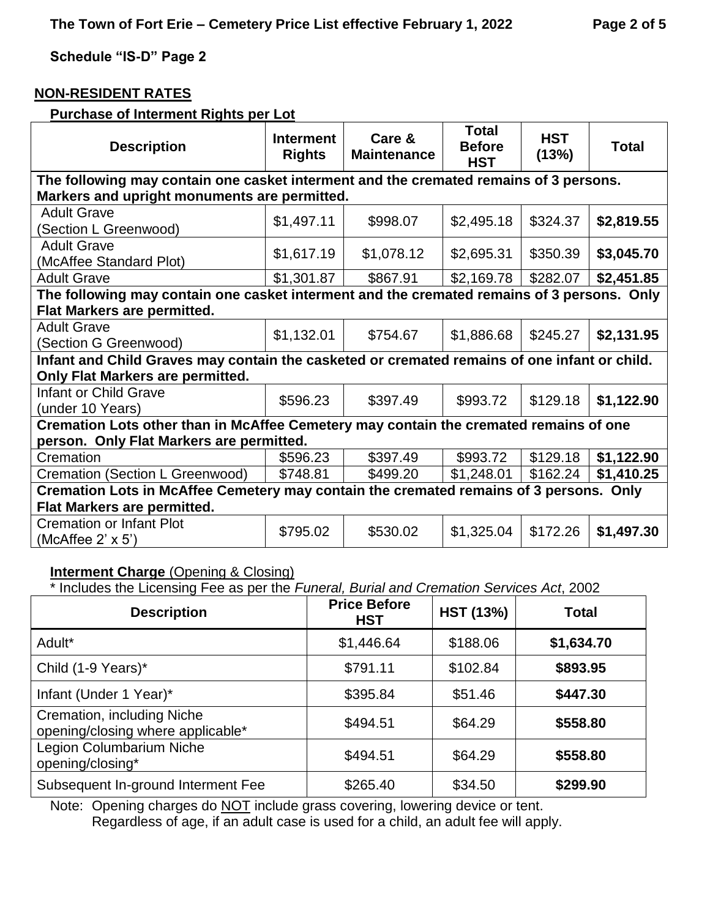Schedule "IS-D" Page 2

## NON-RESIDENT RATES

### Purchase of Interment Rights per Lot

| Description | Interment Rights | Care & Maintenance | Total Before HST | HST (13%) | Total |
|---|---|---|---|---|---|
| **The following may contain one casket interment and the cremated remains of 3 persons. Markers and upright monuments are permitted.** | | | | | |
| Adult Grave (Section L Greenwood) | $1,497.11 | $998.07 | $2,495.18 | $324.37 | **$2,819.55** |
| Adult Grave (McAffee Standard Plot) | $1,617.19 | $1,078.12 | $2,695.31 | $350.39 | **$3,045.70** |
| Adult Grave | $1,301.87 | $867.91 | $2,169.78 | $282.07 | **$2,451.85** |
| **The following may contain one casket interment and the cremated remains of 3 persons. Only Flat Markers are permitted.** | | | | | |
| Adult Grave (Section G Greenwood) | $1,132.01 | $754.67 | $1,886.68 | $245.27 | **$2,131.95** |
| **Infant and Child Graves may contain the casketed or cremated remains of one infant or child. Only Flat Markers are permitted.** | | | | | |
| Infant or Child Grave (under 10 Years) | $596.23 | $397.49 | $993.72 | $129.18 | **$1,122.90** |
| **Cremation Lots other than in McAffee Cemetery may contain the cremated remains of one person. Only Flat Markers are permitted.** | | | | | |
| Cremation | $596.23 | $397.49 | $993.72 | $129.18 | **$1,122.90** |
| Cremation (Section L Greenwood) | $748.81 | $499.20 | $1,248.01 | $162.24 | **$1,410.25** |
| **Cremation Lots in McAffee Cemetery may contain the cremated remains of 3 persons. Only Flat Markers are permitted.** | | | | | |
| Cremation or Infant Plot (McAffee 2' x 5') | $795.02 | $530.02 | $1,325.04 | $172.26 | **$1,497.30** |

### Interment Charge (Opening & Closing)

\* Includes the Licensing Fee as per the *Funeral, Burial and Cremation Services Act*, 2002

| Description | Price Before HST | HST (13%) | Total |
|---|---|---|---|
| Adult* | $1,446.64 | $188.06 | **$1,634.70** |
| Child (1-9 Years)* | $791.11 | $102.84 | **$893.95** |
| Infant (Under 1 Year)* | $395.84 | $51.46 | **$447.30** |
| Cremation, including Niche opening/closing where applicable* | $494.51 | $64.29 | **$558.80** |
| Legion Columbarium Niche opening/closing* | $494.51 | $64.29 | **$558.80** |
| Subsequent In-ground Interment Fee | $265.40 | $34.50 | **$299.90** |

Note: Opening charges do NOT include grass covering, lowering device or tent.
Regardless of age, if an adult case is used for a child, an adult fee will apply.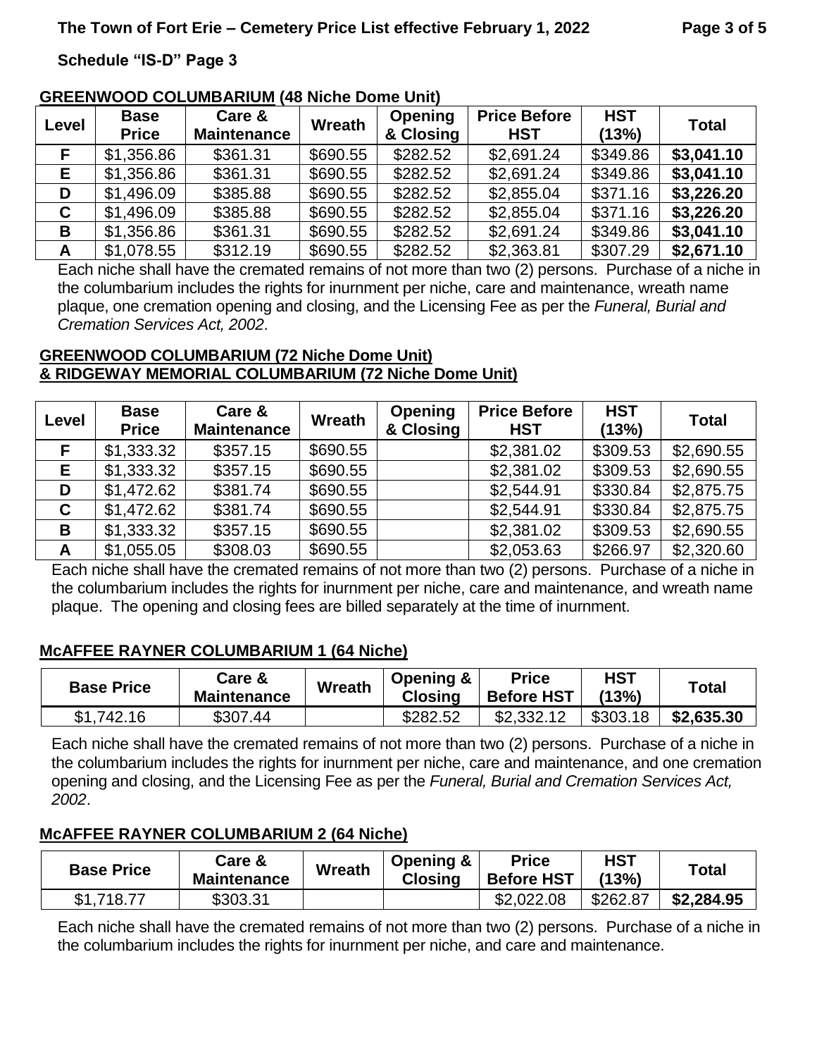Schedule "IS-D" Page 3

## GREENWOOD COLUMBARIUM (48 Niche Dome Unit)

| Level | Base Price | Care & Maintenance | Wreath | Opening & Closing | Price Before HST | HST (13%) | Total |
|---|---|---|---|---|---|---|---|
| F | $1,356.86 | $361.31 | $690.55 | $282.52 | $2,691.24 | $349.86 | **$3,041.10** |
| E | $1,356.86 | $361.31 | $690.55 | $282.52 | $2,691.24 | $349.86 | **$3,041.10** |
| D | $1,496.09 | $385.88 | $690.55 | $282.52 | $2,855.04 | $371.16 | **$3,226.20** |
| C | $1,496.09 | $385.88 | $690.55 | $282.52 | $2,855.04 | $371.16 | **$3,226.20** |
| B | $1,356.86 | $361.31 | $690.55 | $282.52 | $2,691.24 | $349.86 | **$3,041.10** |
| A | $1,078.55 | $312.19 | $690.55 | $282.52 | $2,363.81 | $307.29 | **$2,671.10** |

Each niche shall have the cremated remains of not more than two (2) persons. Purchase of a niche in the columbarium includes the rights for inurnment per niche, care and maintenance, wreath name plaque, one cremation opening and closing, and the Licensing Fee as per the *Funeral, Burial and Cremation Services Act, 2002*.

## GREENWOOD COLUMBARIUM (72 Niche Dome Unit) & RIDGEWAY MEMORIAL COLUMBARIUM (72 Niche Dome Unit)

| Level | Base Price | Care & Maintenance | Wreath | Opening & Closing | Price Before HST | HST (13%) | Total |
|---|---|---|---|---|---|---|---|
| F | $1,333.32 | $357.15 | $690.55 | | $2,381.02 | $309.53 | $2,690.55 |
| E | $1,333.32 | $357.15 | $690.55 | | $2,381.02 | $309.53 | $2,690.55 |
| D | $1,472.62 | $381.74 | $690.55 | | $2,544.91 | $330.84 | $2,875.75 |
| C | $1,472.62 | $381.74 | $690.55 | | $2,544.91 | $330.84 | $2,875.75 |
| B | $1,333.32 | $357.15 | $690.55 | | $2,381.02 | $309.53 | $2,690.55 |
| A | $1,055.05 | $308.03 | $690.55 | | $2,053.63 | $266.97 | $2,320.60 |

Each niche shall have the cremated remains of not more than two (2) persons. Purchase of a niche in the columbarium includes the rights for inurnment per niche, care and maintenance, and wreath name plaque. The opening and closing fees are billed separately at the time of inurnment.

## McAFFEE RAYNER COLUMBARIUM 1 (64 Niche)

| Base Price | Care & Maintenance | Wreath | Opening & Closing | Price Before HST | HST (13%) | Total |
|---|---|---|---|---|---|---|
| $1,742.16 | $307.44 | | $282.52 | $2,332.12 | $303.18 | **$2,635.30** |

Each niche shall have the cremated remains of not more than two (2) persons. Purchase of a niche in the columbarium includes the rights for inurnment per niche, care and maintenance, and one cremation opening and closing, and the Licensing Fee as per the *Funeral, Burial and Cremation Services Act, 2002*.

## McAFFEE RAYNER COLUMBARIUM 2 (64 Niche)

| Base Price | Care & Maintenance | Wreath | Opening & Closing | Price Before HST | HST (13%) | Total |
|---|---|---|---|---|---|---|
| $1,718.77 | $303.31 | | | $2,022.08 | $262.87 | **$2,284.95** |

Each niche shall have the cremated remains of not more than two (2) persons. Purchase of a niche in the columbarium includes the rights for inurnment per niche, and care and maintenance.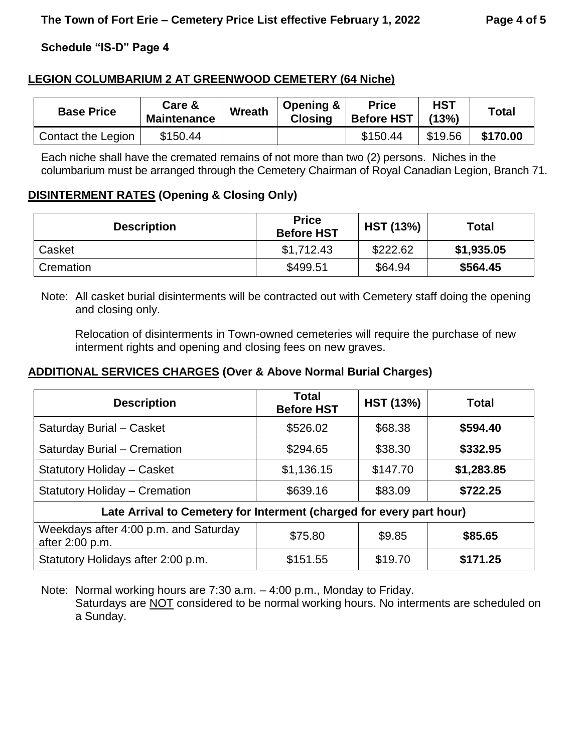**Schedule "IS-D" Page 4**

## LEGION COLUMBARIUM 2 AT GREENWOOD CEMETERY (64 Niche)

| Base Price | Care & Maintenance | Wreath | Opening & Closing | Price Before HST | HST (13%) | Total |
|---|---|---|---|---|---|---|
| Contact the Legion | $150.44 | | | $150.44 | $19.56 | **$170.00** |

Each niche shall have the cremated remains of not more than two (2) persons. Niches in the columbarium must be arranged through the Cemetery Chairman of Royal Canadian Legion, Branch 71.

## DISINTERMENT RATES (Opening & Closing Only)

| Description | Price Before HST | HST (13%) | Total |
|---|---|---|---|
| Casket | $1,712.43 | $222.62 | **$1,935.05** |
| Cremation | $499.51 | $64.94 | **$564.45** |

Note: All casket burial disinterments will be contracted out with Cemetery staff doing the opening and closing only.

Relocation of disinterments in Town-owned cemeteries will require the purchase of new interment rights and opening and closing fees on new graves.

## ADDITIONAL SERVICES CHARGES (Over & Above Normal Burial Charges)

| Description | Total Before HST | HST (13%) | Total |
|---|---|---|---|
| Saturday Burial – Casket | $526.02 | $68.38 | **$594.40** |
| Saturday Burial – Cremation | $294.65 | $38.30 | **$332.95** |
| Statutory Holiday – Casket | $1,136.15 | $147.70 | **$1,283.85** |
| Statutory Holiday – Cremation | $639.16 | $83.09 | **$722.25** |
| **Late Arrival to Cemetery for Interment (charged for every part hour)** | | | |
| Weekdays after 4:00 p.m. and Saturday after 2:00 p.m. | $75.80 | $9.85 | **$85.65** |
| Statutory Holidays after 2:00 p.m. | $151.55 | $19.70 | **$171.25** |

Note: Normal working hours are 7:30 a.m. – 4:00 p.m., Monday to Friday.
Saturdays are NOT considered to be normal working hours. No interments are scheduled on a Sunday.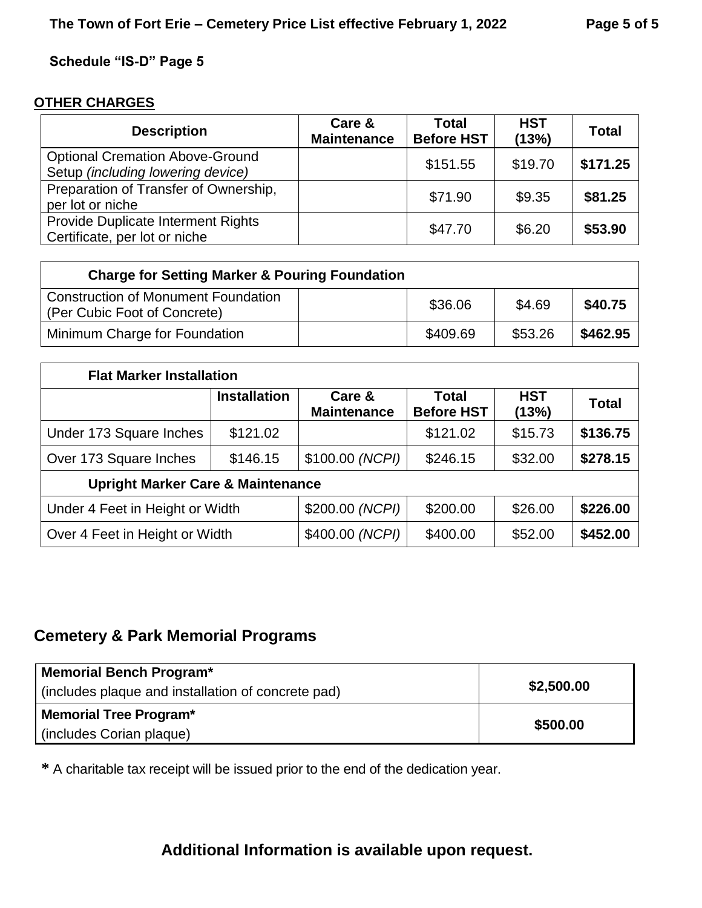Schedule "IS-D" Page 5

**OTHER CHARGES**

| Description | Care & Maintenance | Total Before HST | HST (13%) | Total |
|---|---|---|---|---|
| Optional Cremation Above-Ground Setup *(including lowering device)* | | $151.55 | $19.70 | **$171.25** |
| Preparation of Transfer of Ownership, per lot or niche | | $71.90 | $9.35 | **$81.25** |
| Provide Duplicate Interment Rights Certificate, per lot or niche | | $47.70 | $6.20 | **$53.90** |

| **Charge for Setting Marker & Pouring Foundation** | | | | |
|---|---|---|---|---|
| Construction of Monument Foundation (Per Cubic Foot of Concrete) | | $36.06 | $4.69 | **$40.75** |
| Minimum Charge for Foundation | | $409.69 | $53.26 | **$462.95** |

| **Flat Marker Installation** | | | | | |
|---|---|---|---|---|---|
| | **Installation** | **Care & Maintenance** | **Total Before HST** | **HST (13%)** | **Total** |
| Under 173 Square Inches | $121.02 | | $121.02 | $15.73 | **$136.75** |
| Over 173 Square Inches | $146.15 | $100.00 *(NCPI)* | $246.15 | $32.00 | **$278.15** |
| **Upright Marker Care & Maintenance** | | | | | |
| Under 4 Feet in Height or Width | | $200.00 *(NCPI)* | $200.00 | $26.00 | **$226.00** |
| Over 4 Feet in Height or Width | | $400.00 *(NCPI)* | $400.00 | $52.00 | **$452.00** |

## Cemetery & Park Memorial Programs

| | |
|---|---|
| **Memorial Bench Program*** (includes plaque and installation of concrete pad) | **$2,500.00** |
| **Memorial Tree Program*** (includes Corian plaque) | **$500.00** |

**\*** A charitable tax receipt will be issued prior to the end of the dedication year.

### Additional Information is available upon request.